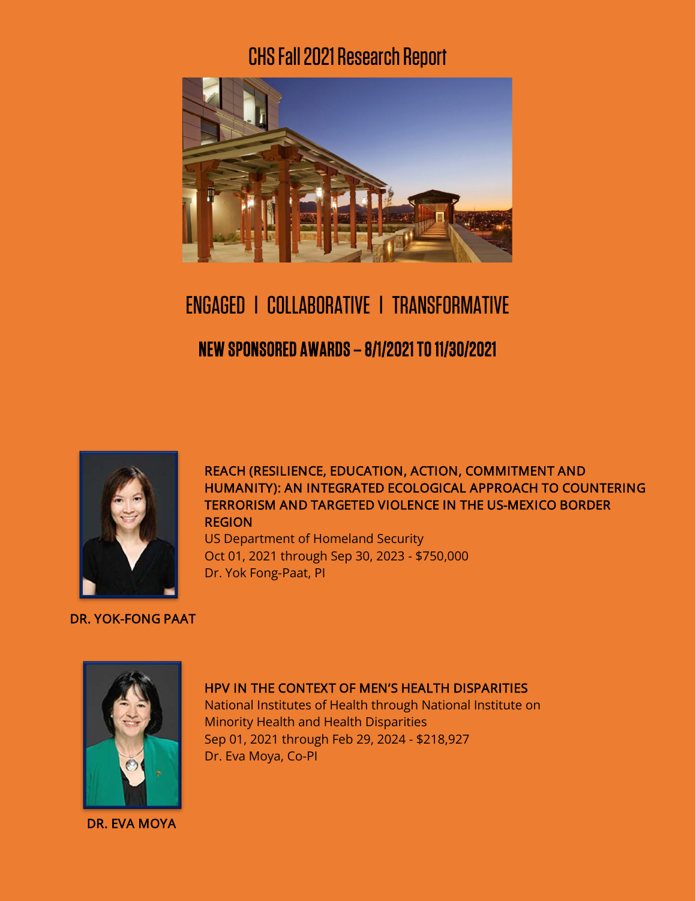# CHS Fall 2021 Research Report

## ENGAGED | COLLABORATIVE | TRANSFORMATIVE

### NEW SPONSORED AWARDS – 8/1/2021 TO 11/30/2021

**REACH (RESILIENCE, EDUCATION, ACTION, COMMITMENT AND HUMANITY): AN INTEGRATED ECOLOGICAL APPROACH TO COUNTERING TERRORISM AND TARGETED VIOLENCE IN THE US-MEXICO BORDER REGION**
US Department of Homeland Security
Oct 01, 2021 through Sep 30, 2023 - $750,000
Dr. Yok Fong-Paat, PI

DR. YOK-FONG PAAT

**HPV IN THE CONTEXT OF MEN'S HEALTH DISPARITIES**
National Institutes of Health through National Institute on Minority Health and Health Disparities
Sep 01, 2021 through Feb 29, 2024 - $218,927
Dr. Eva Moya, Co-PI

DR. EVA MOYA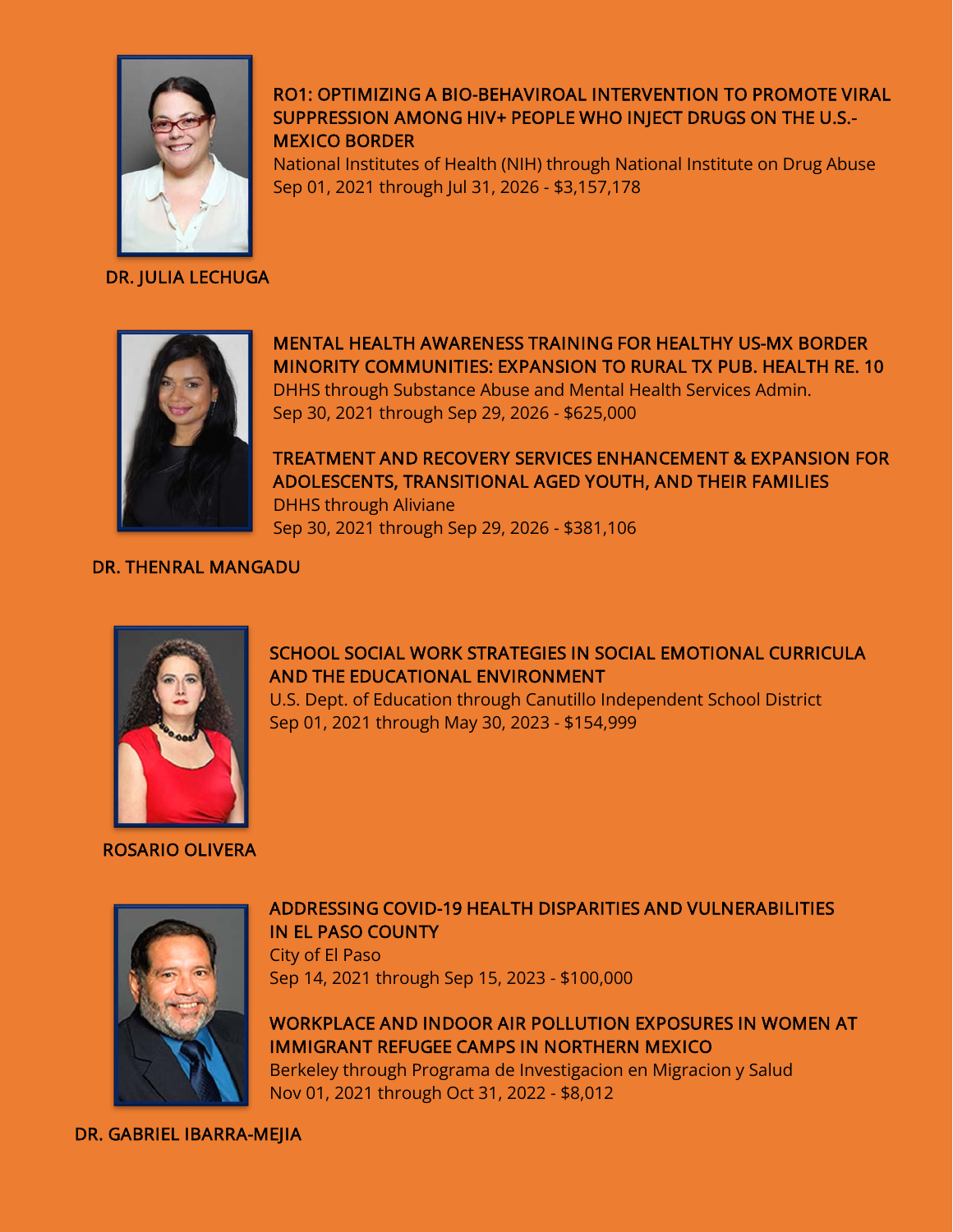**RO1: OPTIMIZING A BIO-BEHAVIROAL INTERVENTION TO PROMOTE VIRAL SUPPRESSION AMONG HIV+ PEOPLE WHO INJECT DRUGS ON THE U.S.-MEXICO BORDER**

National Institutes of Health (NIH) through National Institute on Drug Abuse

Sep 01, 2021 through Jul 31, 2026 - $3,157,178

**DR. JULIA LECHUGA**

**MENTAL HEALTH AWARENESS TRAINING FOR HEALTHY US-MX BORDER MINORITY COMMUNITIES: EXPANSION TO RURAL TX PUB. HEALTH RE. 10**

DHHS through Substance Abuse and Mental Health Services Admin.

Sep 30, 2021 through Sep 29, 2026 - $625,000

**TREATMENT AND RECOVERY SERVICES ENHANCEMENT & EXPANSION FOR ADOLESCENTS, TRANSITIONAL AGED YOUTH, AND THEIR FAMILIES**

DHHS through Aliviane

Sep 30, 2021 through Sep 29, 2026 - $381,106

**DR. THENRAL MANGADU**

**SCHOOL SOCIAL WORK STRATEGIES IN SOCIAL EMOTIONAL CURRICULA AND THE EDUCATIONAL ENVIRONMENT**

U.S. Dept. of Education through Canutillo Independent School District

Sep 01, 2021 through May 30, 2023 - $154,999

**ROSARIO OLIVERA**

**ADDRESSING COVID-19 HEALTH DISPARITIES AND VULNERABILITIES IN EL PASO COUNTY**

City of El Paso

Sep 14, 2021 through Sep 15, 2023 - $100,000

**WORKPLACE AND INDOOR AIR POLLUTION EXPOSURES IN WOMEN AT IMMIGRANT REFUGEE CAMPS IN NORTHERN MEXICO**

Berkeley through Programa de Investigacion en Migracion y Salud

Nov 01, 2021 through Oct 31, 2022 - $8,012

**DR. GABRIEL IBARRA-MEJIA**